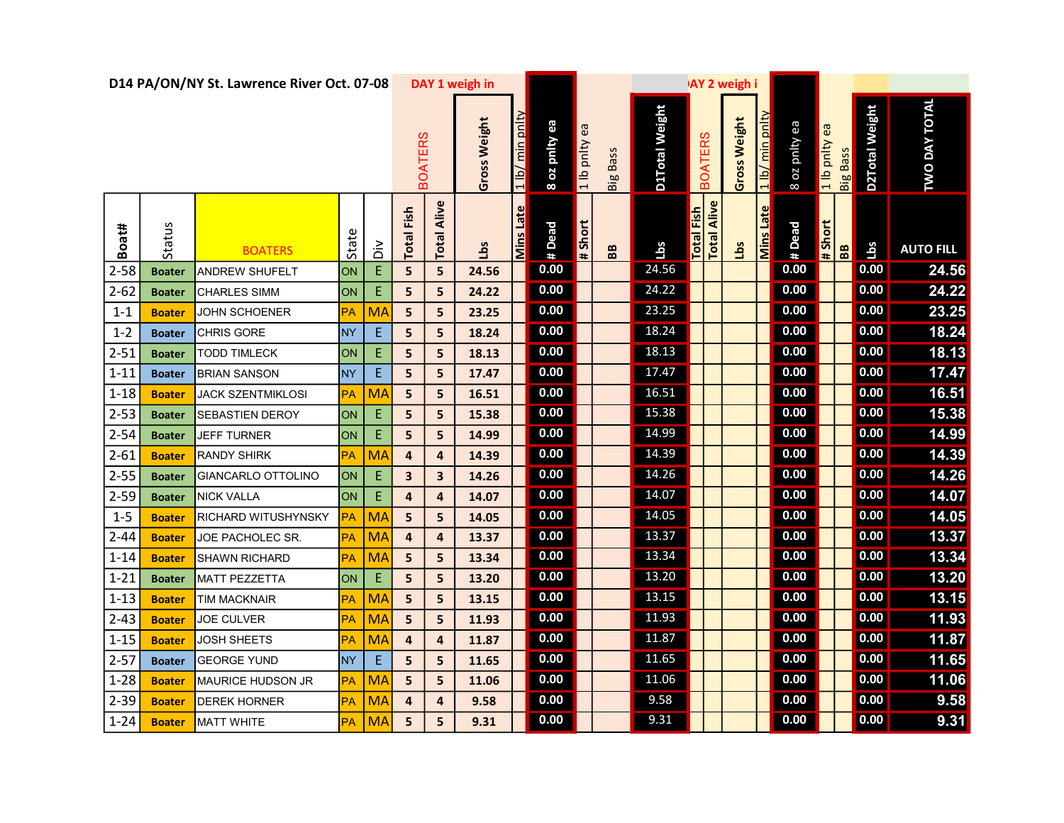D14 PA/ON/NY St. Lawrence River Oct. 07-08

| | | | | | DAY 1 weigh in | | | | | | | | DAY 2 weigh in | | | | | | | | | |
|---|---|---|---|---|---|---|---|---|---|---|---|---|---|---|---|---|---|---|---|---|---|---|
| | | | | | BOATERS | | Gross Weight | 1 lb/ min pnlty | 8 oz pnlty ea | 1 lb pnlty ea | Big Bass | D1Total Weight | BOATERS | | Gross Weight | 1 lb/ min pnlty | 8 oz pnlty ea | 1 lb pnlty ea | Big Bass | D2Total Weight | TWO DAY TOTAL |
| Boat# | Status | BOATERS | State | Div | Total Fish | Total Alive | Lbs | Mins Late | # Dead | # Short | BB | Lbs | Total Fish | Total Alive | Lbs | Mins Late | # Dead | # Short | BB | Lbs | AUTO FILL |
| 2-58 | Boater | ANDREW SHUFELT | ON | E | 5 | 5 | 24.56 | | 0.00 | | | 24.56 | | | | | 0.00 | | | 0.00 | 24.56 |
| 2-62 | Boater | CHARLES SIMM | ON | E | 5 | 5 | 24.22 | | 0.00 | | | 24.22 | | | | | 0.00 | | | 0.00 | 24.22 |
| 1-1 | Boater | JOHN SCHOENER | PA | MA | 5 | 5 | 23.25 | | 0.00 | | | 23.25 | | | | | 0.00 | | | 0.00 | 23.25 |
| 1-2 | Boater | CHRIS GORE | NY | E | 5 | 5 | 18.24 | | 0.00 | | | 18.24 | | | | | 0.00 | | | 0.00 | 18.24 |
| 2-51 | Boater | TODD TIMLECK | ON | E | 5 | 5 | 18.13 | | 0.00 | | | 18.13 | | | | | 0.00 | | | 0.00 | 18.13 |
| 1-11 | Boater | BRIAN SANSON | NY | E | 5 | 5 | 17.47 | | 0.00 | | | 17.47 | | | | | 0.00 | | | 0.00 | 17.47 |
| 1-18 | Boater | JACK SZENTMIKLOSI | PA | MA | 5 | 5 | 16.51 | | 0.00 | | | 16.51 | | | | | 0.00 | | | 0.00 | 16.51 |
| 2-53 | Boater | SEBASTIEN DEROY | ON | E | 5 | 5 | 15.38 | | 0.00 | | | 15.38 | | | | | 0.00 | | | 0.00 | 15.38 |
| 2-54 | Boater | JEFF TURNER | ON | E | 5 | 5 | 14.99 | | 0.00 | | | 14.99 | | | | | 0.00 | | | 0.00 | 14.99 |
| 2-61 | Boater | RANDY SHIRK | PA | MA | 4 | 4 | 14.39 | | 0.00 | | | 14.39 | | | | | 0.00 | | | 0.00 | 14.39 |
| 2-55 | Boater | GIANCARLO OTTOLINO | ON | E | 3 | 3 | 14.26 | | 0.00 | | | 14.26 | | | | | 0.00 | | | 0.00 | 14.26 |
| 2-59 | Boater | NICK VALLA | ON | E | 4 | 4 | 14.07 | | 0.00 | | | 14.07 | | | | | 0.00 | | | 0.00 | 14.07 |
| 1-5 | Boater | RICHARD WITUSHYNSKY | PA | MA | 5 | 5 | 14.05 | | 0.00 | | | 14.05 | | | | | 0.00 | | | 0.00 | 14.05 |
| 2-44 | Boater | JOE PACHOLEC SR. | PA | MA | 4 | 4 | 13.37 | | 0.00 | | | 13.37 | | | | | 0.00 | | | 0.00 | 13.37 |
| 1-14 | Boater | SHAWN RICHARD | PA | MA | 5 | 5 | 13.34 | | 0.00 | | | 13.34 | | | | | 0.00 | | | 0.00 | 13.34 |
| 1-21 | Boater | MATT PEZZETTA | ON | E | 5 | 5 | 13.20 | | 0.00 | | | 13.20 | | | | | 0.00 | | | 0.00 | 13.20 |
| 1-13 | Boater | TIM MACKNAIR | PA | MA | 5 | 5 | 13.15 | | 0.00 | | | 13.15 | | | | | 0.00 | | | 0.00 | 13.15 |
| 2-43 | Boater | JOE CULVER | PA | MA | 5 | 5 | 11.93 | | 0.00 | | | 11.93 | | | | | 0.00 | | | 0.00 | 11.93 |
| 1-15 | Boater | JOSH SHEETS | PA | MA | 4 | 4 | 11.87 | | 0.00 | | | 11.87 | | | | | 0.00 | | | 0.00 | 11.87 |
| 2-57 | Boater | GEORGE YUND | NY | E | 5 | 5 | 11.65 | | 0.00 | | | 11.65 | | | | | 0.00 | | | 0.00 | 11.65 |
| 1-28 | Boater | MAURICE HUDSON JR | PA | MA | 5 | 5 | 11.06 | | 0.00 | | | 11.06 | | | | | 0.00 | | | 0.00 | 11.06 |
| 2-39 | Boater | DEREK HORNER | PA | MA | 4 | 4 | 9.58 | | 0.00 | | | 9.58 | | | | | 0.00 | | | 0.00 | 9.58 |
| 1-24 | Boater | MATT WHITE | PA | MA | 5 | 5 | 9.31 | | 0.00 | | | 9.31 | | | | | 0.00 | | | 0.00 | 9.31 |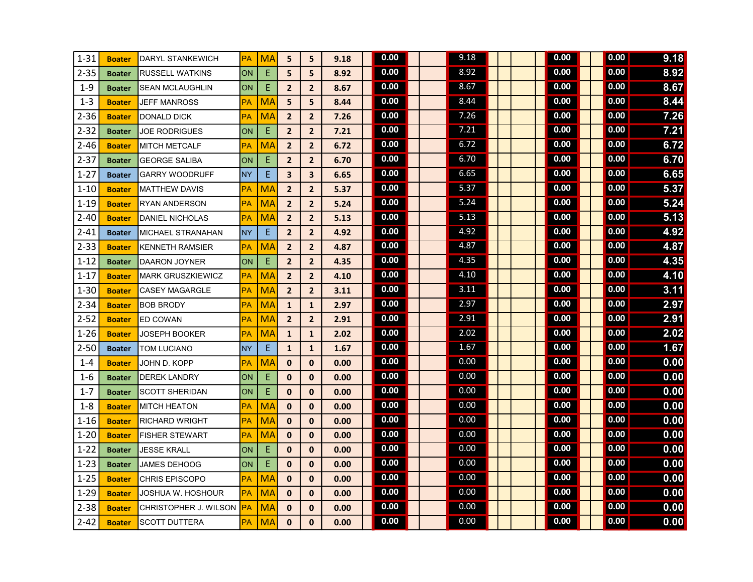| | | | | | | | | | | | | | | | | | | | | | |
|---|---|---|---|---|---|---|---|---|---|---|---|---|---|---|---|---|---|---|---|---|---|
| 1-31 | Boater | DARYL STANKEWICH | PA | MA | 5 | 5 | 9.18 | | 0.00 | | | 9.18 | | | | | 0.00 | | | 0.00 | 9.18 |
| 2-35 | Boater | RUSSELL WATKINS | ON | E | 5 | 5 | 8.92 | | 0.00 | | | 8.92 | | | | | 0.00 | | | 0.00 | 8.92 |
| 1-9 | Boater | SEAN MCLAUGHLIN | ON | E | 2 | 2 | 8.67 | | 0.00 | | | 8.67 | | | | | 0.00 | | | 0.00 | 8.67 |
| 1-3 | Boater | JEFF MANROSS | PA | MA | 5 | 5 | 8.44 | | 0.00 | | | 8.44 | | | | | 0.00 | | | 0.00 | 8.44 |
| 2-36 | Boater | DONALD DICK | PA | MA | 2 | 2 | 7.26 | | 0.00 | | | 7.26 | | | | | 0.00 | | | 0.00 | 7.26 |
| 2-32 | Boater | JOE RODRIGUES | ON | E | 2 | 2 | 7.21 | | 0.00 | | | 7.21 | | | | | 0.00 | | | 0.00 | 7.21 |
| 2-46 | Boater | MITCH METCALF | PA | MA | 2 | 2 | 6.72 | | 0.00 | | | 6.72 | | | | | 0.00 | | | 0.00 | 6.72 |
| 2-37 | Boater | GEORGE SALIBA | ON | E | 2 | 2 | 6.70 | | 0.00 | | | 6.70 | | | | | 0.00 | | | 0.00 | 6.70 |
| 1-27 | Boater | GARRY WOODRUFF | NY | E | 3 | 3 | 6.65 | | 0.00 | | | 6.65 | | | | | 0.00 | | | 0.00 | 6.65 |
| 1-10 | Boater | MATTHEW DAVIS | PA | MA | 2 | 2 | 5.37 | | 0.00 | | | 5.37 | | | | | 0.00 | | | 0.00 | 5.37 |
| 1-19 | Boater | RYAN ANDERSON | PA | MA | 2 | 2 | 5.24 | | 0.00 | | | 5.24 | | | | | 0.00 | | | 0.00 | 5.24 |
| 2-40 | Boater | DANIEL NICHOLAS | PA | MA | 2 | 2 | 5.13 | | 0.00 | | | 5.13 | | | | | 0.00 | | | 0.00 | 5.13 |
| 2-41 | Boater | MICHAEL STRANAHAN | NY | E | 2 | 2 | 4.92 | | 0.00 | | | 4.92 | | | | | 0.00 | | | 0.00 | 4.92 |
| 2-33 | Boater | KENNETH RAMSIER | PA | MA | 2 | 2 | 4.87 | | 0.00 | | | 4.87 | | | | | 0.00 | | | 0.00 | 4.87 |
| 1-12 | Boater | DAARON JOYNER | ON | E | 2 | 2 | 4.35 | | 0.00 | | | 4.35 | | | | | 0.00 | | | 0.00 | 4.35 |
| 1-17 | Boater | MARK GRUSZKIEWICZ | PA | MA | 2 | 2 | 4.10 | | 0.00 | | | 4.10 | | | | | 0.00 | | | 0.00 | 4.10 |
| 1-30 | Boater | CASEY MAGARGLE | PA | MA | 2 | 2 | 3.11 | | 0.00 | | | 3.11 | | | | | 0.00 | | | 0.00 | 3.11 |
| 2-34 | Boater | BOB BRODY | PA | MA | 1 | 1 | 2.97 | | 0.00 | | | 2.97 | | | | | 0.00 | | | 0.00 | 2.97 |
| 2-52 | Boater | ED COWAN | PA | MA | 2 | 2 | 2.91 | | 0.00 | | | 2.91 | | | | | 0.00 | | | 0.00 | 2.91 |
| 1-26 | Boater | JOSEPH BOOKER | PA | MA | 1 | 1 | 2.02 | | 0.00 | | | 2.02 | | | | | 0.00 | | | 0.00 | 2.02 |
| 2-50 | Boater | TOM LUCIANO | NY | E | 1 | 1 | 1.67 | | 0.00 | | | 1.67 | | | | | 0.00 | | | 0.00 | 1.67 |
| 1-4 | Boater | JOHN D. KOPP | PA | MA | 0 | 0 | 0.00 | | 0.00 | | | 0.00 | | | | | 0.00 | | | 0.00 | 0.00 |
| 1-6 | Boater | DEREK LANDRY | ON | E | 0 | 0 | 0.00 | | 0.00 | | | 0.00 | | | | | 0.00 | | | 0.00 | 0.00 |
| 1-7 | Boater | SCOTT SHERIDAN | ON | E | 0 | 0 | 0.00 | | 0.00 | | | 0.00 | | | | | 0.00 | | | 0.00 | 0.00 |
| 1-8 | Boater | MITCH HEATON | PA | MA | 0 | 0 | 0.00 | | 0.00 | | | 0.00 | | | | | 0.00 | | | 0.00 | 0.00 |
| 1-16 | Boater | RICHARD WRIGHT | PA | MA | 0 | 0 | 0.00 | | 0.00 | | | 0.00 | | | | | 0.00 | | | 0.00 | 0.00 |
| 1-20 | Boater | FISHER STEWART | PA | MA | 0 | 0 | 0.00 | | 0.00 | | | 0.00 | | | | | 0.00 | | | 0.00 | 0.00 |
| 1-22 | Boater | JESSE KRALL | ON | E | 0 | 0 | 0.00 | | 0.00 | | | 0.00 | | | | | 0.00 | | | 0.00 | 0.00 |
| 1-23 | Boater | JAMES DEHOOG | ON | E | 0 | 0 | 0.00 | | 0.00 | | | 0.00 | | | | | 0.00 | | | 0.00 | 0.00 |
| 1-25 | Boater | CHRIS EPISCOPO | PA | MA | 0 | 0 | 0.00 | | 0.00 | | | 0.00 | | | | | 0.00 | | | 0.00 | 0.00 |
| 1-29 | Boater | JOSHUA W. HOSHOUR | PA | MA | 0 | 0 | 0.00 | | 0.00 | | | 0.00 | | | | | 0.00 | | | 0.00 | 0.00 |
| 2-38 | Boater | CHRISTOPHER J. WILSON | PA | MA | 0 | 0 | 0.00 | | 0.00 | | | 0.00 | | | | | 0.00 | | | 0.00 | 0.00 |
| 2-42 | Boater | SCOTT DUTTERA | PA | MA | 0 | 0 | 0.00 | | 0.00 | | | 0.00 | | | | | 0.00 | | | 0.00 | 0.00 |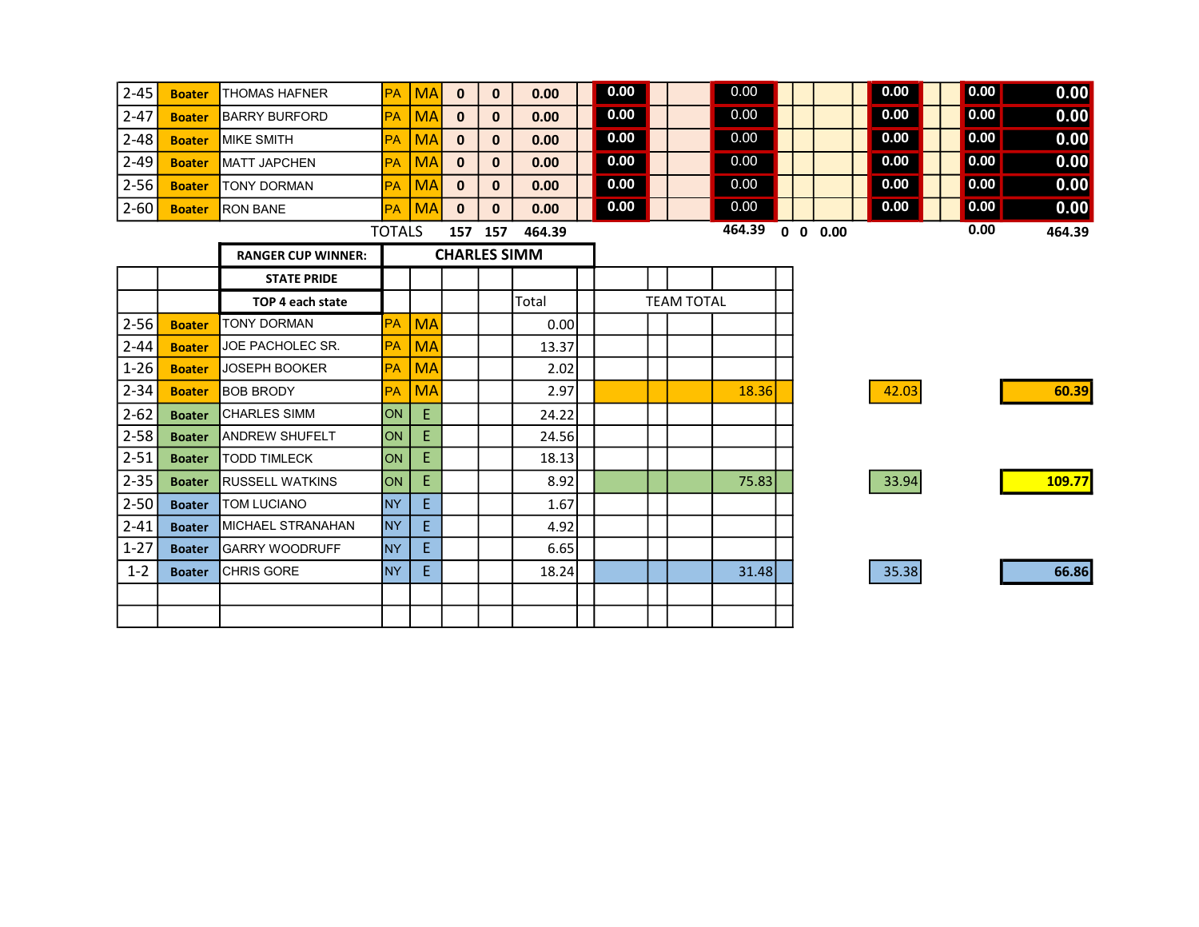| | | | | | | | | | | | | | | | | | | | | |
|---|---|---|---|---|---|---|---|---|---|---|---|---|---|---|---|---|---|---|---|---|
| 2-45 | Boater | THOMAS HAFNER | PA | MA | 0 | 0 | 0.00 | | 0.00 | | | 0.00 | | | | | 0.00 | | 0.00 | 0.00 |
| 2-47 | Boater | BARRY BURFORD | PA | MA | 0 | 0 | 0.00 | | 0.00 | | | 0.00 | | | | | 0.00 | | 0.00 | 0.00 |
| 2-48 | Boater | MIKE SMITH | PA | MA | 0 | 0 | 0.00 | | 0.00 | | | 0.00 | | | | | 0.00 | | 0.00 | 0.00 |
| 2-49 | Boater | MATT JAPCHEN | PA | MA | 0 | 0 | 0.00 | | 0.00 | | | 0.00 | | | | | 0.00 | | 0.00 | 0.00 |
| 2-56 | Boater | TONY DORMAN | PA | MA | 0 | 0 | 0.00 | | 0.00 | | | 0.00 | | | | | 0.00 | | 0.00 | 0.00 |
| 2-60 | Boater | RON BANE | PA | MA | 0 | 0 | 0.00 | | 0.00 | | | 0.00 | | | | | 0.00 | | 0.00 | 0.00 |
| | | TOTALS | | | 157 | 157 | 464.39 | | | | | 464.39 | 0 | 0 | 0.00 | | | | 0.00 | 464.39 |

| | | | | | | | | | | | | |
|---|---|---|---|---|---|---|---|---|---|---|---|---|
| | | RANGER CUP WINNER: | CHARLES SIMM | | | | | | | | | |
| | | STATE PRIDE | | | | | | | | | | |
| | | TOP 4 each state | | | | Total | TEAM TOTAL | | | | | |
| 2-56 | Boater | TONY DORMAN | PA | MA | | 0.00 | | | | | | |
| 2-44 | Boater | JOE PACHOLEC SR. | PA | MA | | 13.37 | | | | | | |
| 1-26 | Boater | JOSEPH BOOKER | PA | MA | | 2.02 | | | | | | |
| 2-34 | Boater | BOB BRODY | PA | MA | | 2.97 | | | | 18.36 | 42.03 | 60.39 |
| 2-62 | Boater | CHARLES SIMM | ON | E | | 24.22 | | | | | | |
| 2-58 | Boater | ANDREW SHUFELT | ON | E | | 24.56 | | | | | | |
| 2-51 | Boater | TODD TIMLECK | ON | E | | 18.13 | | | | | | |
| 2-35 | Boater | RUSSELL WATKINS | ON | E | | 8.92 | | | | 75.83 | 33.94 | 109.77 |
| 2-50 | Boater | TOM LUCIANO | NY | E | | 1.67 | | | | | | |
| 2-41 | Boater | MICHAEL STRANAHAN | NY | E | | 4.92 | | | | | | |
| 1-27 | Boater | GARRY WOODRUFF | NY | E | | 6.65 | | | | | | |
| 1-2 | Boater | CHRIS GORE | NY | E | | 18.24 | | | | 31.48 | 35.38 | 66.86 |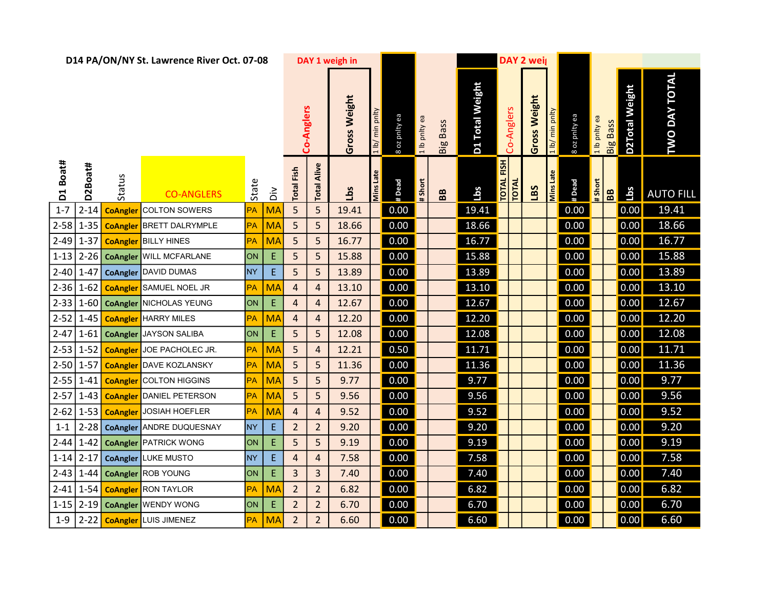**D14 PA/ON/NY St. Lawrence River Oct. 07-08**

| D1 Boat# | D2Boat# | Status | CO-ANGLERS | State | Div | DAY 1 weigh in Co-Anglers Total Fish | Total Alive | Gross Weight Lbs | 1 lb/ min pnlty Mins Late | 8 oz pnlty ea # Dead | 1 lb pnlty ea # Short | Big Bass BB | D1 Total Weight Lbs | DAY 2 weigh in Co-Anglers TOTAL FISH | TOTAL | Gross Weight LBS | 1 lb/ min pnlty Mins Late | 8 oz pnlty ea # Dead | 1 lb pnlty ea # Short | Big Bass BB | D2Total Weight Lbs | TWO DAY TOTAL AUTO FILL |
|---|---|---|---|---|---|---|---|---|---|---|---|---|---|---|---|---|---|---|---|---|---|---|
| 1-7 | 2-14 | CoAngler | COLTON SOWERS | PA | MA | 5 | 5 | 19.41 | | 0.00 | | | 19.41 | | | | | 0.00 | | | 0.00 | 19.41 |
| 2-58 | 1-35 | CoAngler | BRETT DALRYMPLE | PA | MA | 5 | 5 | 18.66 | | 0.00 | | | 18.66 | | | | | 0.00 | | | 0.00 | 18.66 |
| 2-49 | 1-37 | CoAngler | BILLY HINES | PA | MA | 5 | 5 | 16.77 | | 0.00 | | | 16.77 | | | | | 0.00 | | | 0.00 | 16.77 |
| 1-13 | 2-26 | CoAngler | WILL MCFARLANE | ON | E | 5 | 5 | 15.88 | | 0.00 | | | 15.88 | | | | | 0.00 | | | 0.00 | 15.88 |
| 2-40 | 1-47 | CoAngler | DAVID DUMAS | NY | E | 5 | 5 | 13.89 | | 0.00 | | | 13.89 | | | | | 0.00 | | | 0.00 | 13.89 |
| 2-36 | 1-62 | CoAngler | SAMUEL NOEL JR | PA | MA | 4 | 4 | 13.10 | | 0.00 | | | 13.10 | | | | | 0.00 | | | 0.00 | 13.10 |
| 2-33 | 1-60 | CoAngler | NICHOLAS YEUNG | ON | E | 4 | 4 | 12.67 | | 0.00 | | | 12.67 | | | | | 0.00 | | | 0.00 | 12.67 |
| 2-52 | 1-45 | CoAngler | HARRY MILES | PA | MA | 4 | 4 | 12.20 | | 0.00 | | | 12.20 | | | | | 0.00 | | | 0.00 | 12.20 |
| 2-47 | 1-61 | CoAngler | JAYSON SALIBA | ON | E | 5 | 5 | 12.08 | | 0.00 | | | 12.08 | | | | | 0.00 | | | 0.00 | 12.08 |
| 2-53 | 1-52 | CoAngler | JOE PACHOLEC JR. | PA | MA | 5 | 4 | 12.21 | | 0.50 | | | 11.71 | | | | | 0.00 | | | 0.00 | 11.71 |
| 2-50 | 1-57 | CoAngler | DAVE KOZLANSKY | PA | MA | 5 | 5 | 11.36 | | 0.00 | | | 11.36 | | | | | 0.00 | | | 0.00 | 11.36 |
| 2-55 | 1-41 | CoAngler | COLTON HIGGINS | PA | MA | 5 | 5 | 9.77 | | 0.00 | | | 9.77 | | | | | 0.00 | | | 0.00 | 9.77 |
| 2-57 | 1-43 | CoAngler | DANIEL PETERSON | PA | MA | 5 | 5 | 9.56 | | 0.00 | | | 9.56 | | | | | 0.00 | | | 0.00 | 9.56 |
| 2-62 | 1-53 | CoAngler | JOSIAH HOEFLER | PA | MA | 4 | 4 | 9.52 | | 0.00 | | | 9.52 | | | | | 0.00 | | | 0.00 | 9.52 |
| 1-1 | 2-28 | CoAngler | ANDRE DUQUESNAY | NY | E | 2 | 2 | 9.20 | | 0.00 | | | 9.20 | | | | | 0.00 | | | 0.00 | 9.20 |
| 2-44 | 1-42 | CoAngler | PATRICK WONG | ON | E | 5 | 5 | 9.19 | | 0.00 | | | 9.19 | | | | | 0.00 | | | 0.00 | 9.19 |
| 1-14 | 2-17 | CoAngler | LUKE MUSTO | NY | E | 4 | 4 | 7.58 | | 0.00 | | | 7.58 | | | | | 0.00 | | | 0.00 | 7.58 |
| 2-43 | 1-44 | CoAngler | ROB YOUNG | ON | E | 3 | 3 | 7.40 | | 0.00 | | | 7.40 | | | | | 0.00 | | | 0.00 | 7.40 |
| 2-41 | 1-54 | CoAngler | RON TAYLOR | PA | MA | 2 | 2 | 6.82 | | 0.00 | | | 6.82 | | | | | 0.00 | | | 0.00 | 6.82 |
| 1-15 | 2-19 | CoAngler | WENDY WONG | ON | E | 2 | 2 | 6.70 | | 0.00 | | | 6.70 | | | | | 0.00 | | | 0.00 | 6.70 |
| 1-9 | 2-22 | CoAngler | LUIS JIMENEZ | PA | MA | 2 | 2 | 6.60 | | 0.00 | | | 6.60 | | | | | 0.00 | | | 0.00 | 6.60 |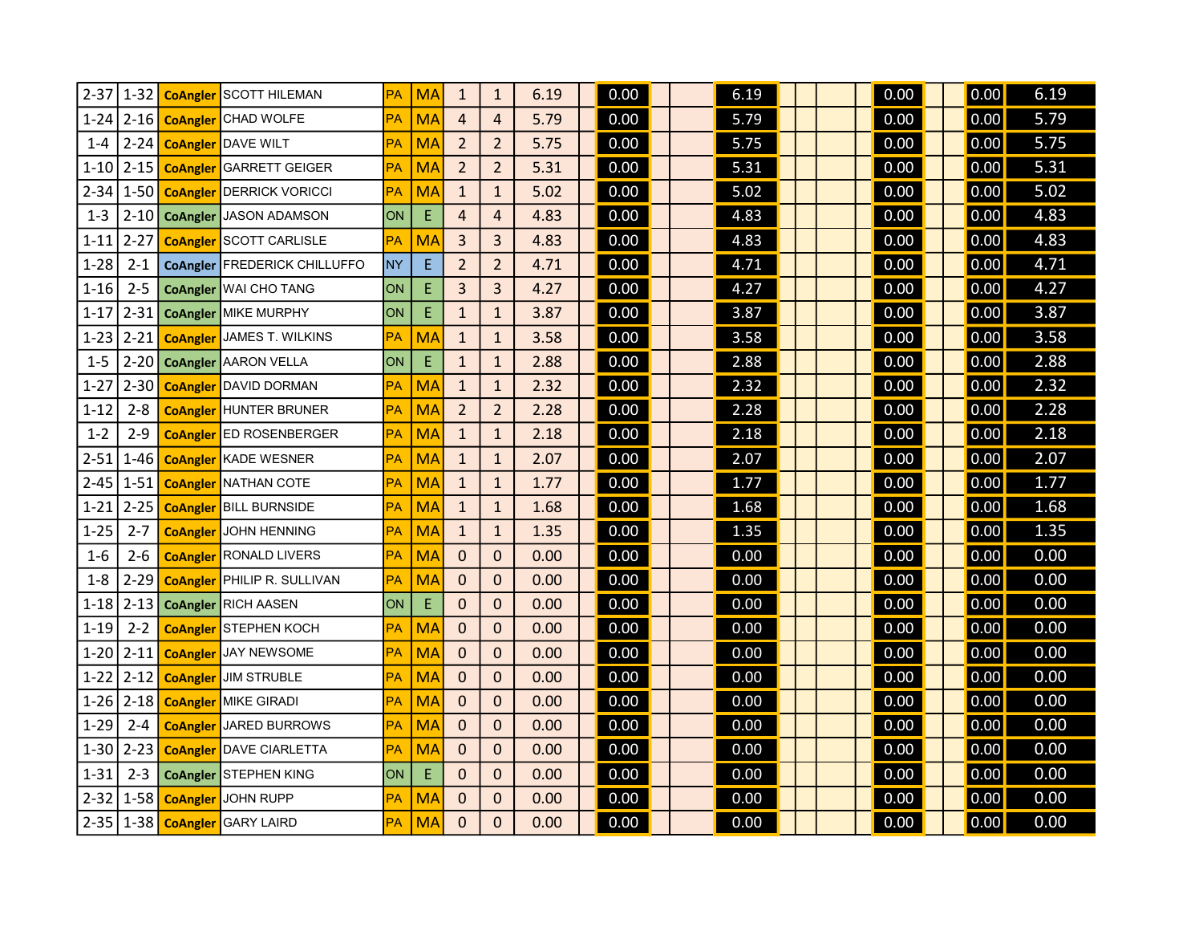| | | | | | | | | | | | | | | | | | | | | | | |
|---|---|---|---|---|---|---|---|---|---|---|---|---|---|---|---|---|---|---|---|---|---|---|
| 2-37 | 1-32 | CoAngler | SCOTT HILEMAN | PA | MA | 1 | 1 | 6.19 | | 0.00 | | | 6.19 | | | | | 0.00 | | | 0.00 | 6.19 |
| 1-24 | 2-16 | CoAngler | CHAD WOLFE | PA | MA | 4 | 4 | 5.79 | | 0.00 | | | 5.79 | | | | | 0.00 | | | 0.00 | 5.79 |
| 1-4 | 2-24 | CoAngler | DAVE WILT | PA | MA | 2 | 2 | 5.75 | | 0.00 | | | 5.75 | | | | | 0.00 | | | 0.00 | 5.75 |
| 1-10 | 2-15 | CoAngler | GARRETT GEIGER | PA | MA | 2 | 2 | 5.31 | | 0.00 | | | 5.31 | | | | | 0.00 | | | 0.00 | 5.31 |
| 2-34 | 1-50 | CoAngler | DERRICK VORICCI | PA | MA | 1 | 1 | 5.02 | | 0.00 | | | 5.02 | | | | | 0.00 | | | 0.00 | 5.02 |
| 1-3 | 2-10 | CoAngler | JASON ADAMSON | ON | E | 4 | 4 | 4.83 | | 0.00 | | | 4.83 | | | | | 0.00 | | | 0.00 | 4.83 |
| 1-11 | 2-27 | CoAngler | SCOTT CARLISLE | PA | MA | 3 | 3 | 4.83 | | 0.00 | | | 4.83 | | | | | 0.00 | | | 0.00 | 4.83 |
| 1-28 | 2-1 | CoAngler | FREDERICK CHILLUFFO | NY | E | 2 | 2 | 4.71 | | 0.00 | | | 4.71 | | | | | 0.00 | | | 0.00 | 4.71 |
| 1-16 | 2-5 | CoAngler | WAI CHO TANG | ON | E | 3 | 3 | 4.27 | | 0.00 | | | 4.27 | | | | | 0.00 | | | 0.00 | 4.27 |
| 1-17 | 2-31 | CoAngler | MIKE MURPHY | ON | E | 1 | 1 | 3.87 | | 0.00 | | | 3.87 | | | | | 0.00 | | | 0.00 | 3.87 |
| 1-23 | 2-21 | CoAngler | JAMES T. WILKINS | PA | MA | 1 | 1 | 3.58 | | 0.00 | | | 3.58 | | | | | 0.00 | | | 0.00 | 3.58 |
| 1-5 | 2-20 | CoAngler | AARON VELLA | ON | E | 1 | 1 | 2.88 | | 0.00 | | | 2.88 | | | | | 0.00 | | | 0.00 | 2.88 |
| 1-27 | 2-30 | CoAngler | DAVID DORMAN | PA | MA | 1 | 1 | 2.32 | | 0.00 | | | 2.32 | | | | | 0.00 | | | 0.00 | 2.32 |
| 1-12 | 2-8 | CoAngler | HUNTER BRUNER | PA | MA | 2 | 2 | 2.28 | | 0.00 | | | 2.28 | | | | | 0.00 | | | 0.00 | 2.28 |
| 1-2 | 2-9 | CoAngler | ED ROSENBERGER | PA | MA | 1 | 1 | 2.18 | | 0.00 | | | 2.18 | | | | | 0.00 | | | 0.00 | 2.18 |
| 2-51 | 1-46 | CoAngler | KADE WESNER | PA | MA | 1 | 1 | 2.07 | | 0.00 | | | 2.07 | | | | | 0.00 | | | 0.00 | 2.07 |
| 2-45 | 1-51 | CoAngler | NATHAN COTE | PA | MA | 1 | 1 | 1.77 | | 0.00 | | | 1.77 | | | | | 0.00 | | | 0.00 | 1.77 |
| 1-21 | 2-25 | CoAngler | BILL BURNSIDE | PA | MA | 1 | 1 | 1.68 | | 0.00 | | | 1.68 | | | | | 0.00 | | | 0.00 | 1.68 |
| 1-25 | 2-7 | CoAngler | JOHN HENNING | PA | MA | 1 | 1 | 1.35 | | 0.00 | | | 1.35 | | | | | 0.00 | | | 0.00 | 1.35 |
| 1-6 | 2-6 | CoAngler | RONALD LIVERS | PA | MA | 0 | 0 | 0.00 | | 0.00 | | | 0.00 | | | | | 0.00 | | | 0.00 | 0.00 |
| 1-8 | 2-29 | CoAngler | PHILIP R. SULLIVAN | PA | MA | 0 | 0 | 0.00 | | 0.00 | | | 0.00 | | | | | 0.00 | | | 0.00 | 0.00 |
| 1-18 | 2-13 | CoAngler | RICH AASEN | ON | E | 0 | 0 | 0.00 | | 0.00 | | | 0.00 | | | | | 0.00 | | | 0.00 | 0.00 |
| 1-19 | 2-2 | CoAngler | STEPHEN KOCH | PA | MA | 0 | 0 | 0.00 | | 0.00 | | | 0.00 | | | | | 0.00 | | | 0.00 | 0.00 |
| 1-20 | 2-11 | CoAngler | JAY NEWSOME | PA | MA | 0 | 0 | 0.00 | | 0.00 | | | 0.00 | | | | | 0.00 | | | 0.00 | 0.00 |
| 1-22 | 2-12 | CoAngler | JIM STRUBLE | PA | MA | 0 | 0 | 0.00 | | 0.00 | | | 0.00 | | | | | 0.00 | | | 0.00 | 0.00 |
| 1-26 | 2-18 | CoAngler | MIKE GIRADI | PA | MA | 0 | 0 | 0.00 | | 0.00 | | | 0.00 | | | | | 0.00 | | | 0.00 | 0.00 |
| 1-29 | 2-4 | CoAngler | JARED BURROWS | PA | MA | 0 | 0 | 0.00 | | 0.00 | | | 0.00 | | | | | 0.00 | | | 0.00 | 0.00 |
| 1-30 | 2-23 | CoAngler | DAVE CIARLETTA | PA | MA | 0 | 0 | 0.00 | | 0.00 | | | 0.00 | | | | | 0.00 | | | 0.00 | 0.00 |
| 1-31 | 2-3 | CoAngler | STEPHEN KING | ON | E | 0 | 0 | 0.00 | | 0.00 | | | 0.00 | | | | | 0.00 | | | 0.00 | 0.00 |
| 2-32 | 1-58 | CoAngler | JOHN RUPP | PA | MA | 0 | 0 | 0.00 | | 0.00 | | | 0.00 | | | | | 0.00 | | | 0.00 | 0.00 |
| 2-35 | 1-38 | CoAngler | GARY LAIRD | PA | MA | 0 | 0 | 0.00 | | 0.00 | | | 0.00 | | | | | 0.00 | | | 0.00 | 0.00 |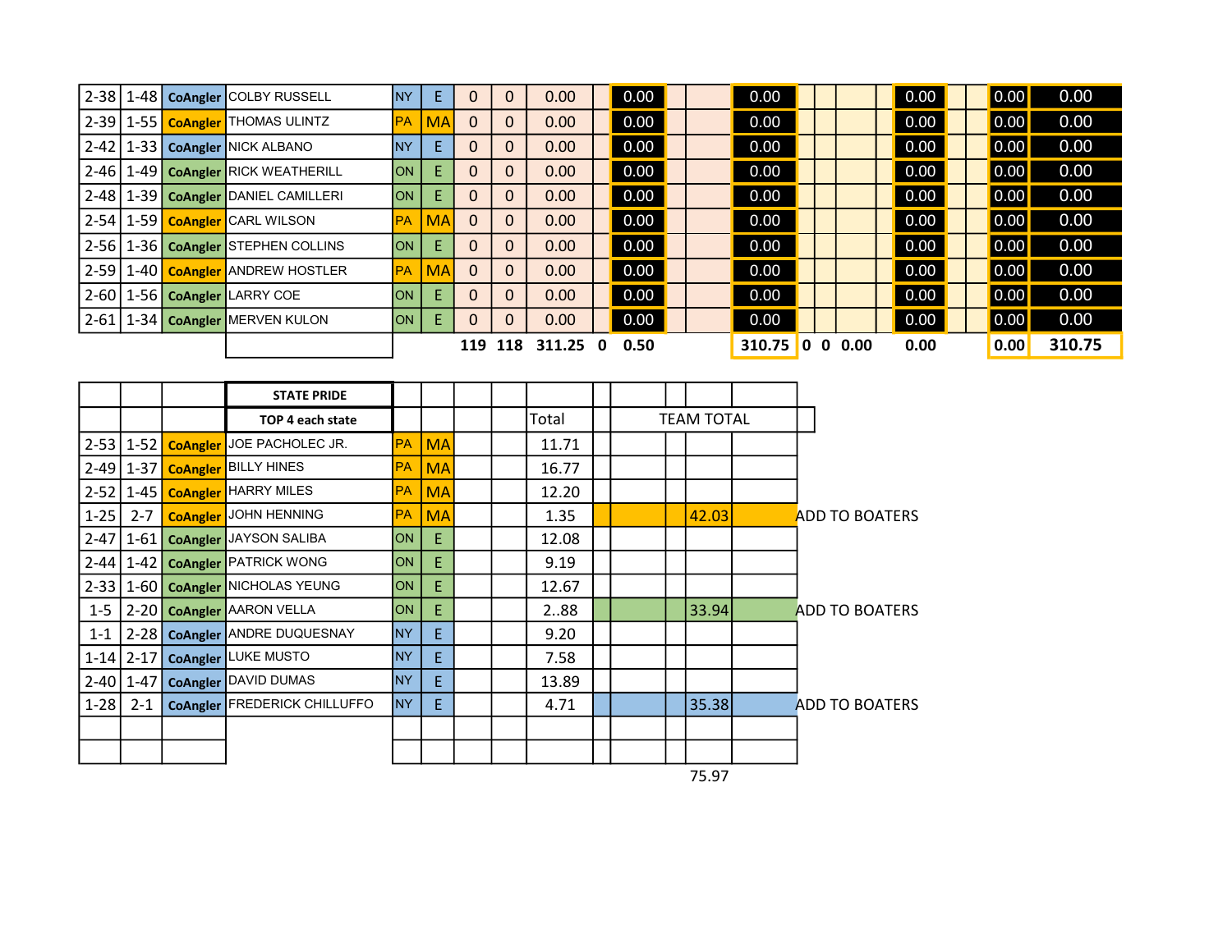| | | | | | | | | | | | | | | | | | | | |
|---|---|---|---|---|---|---|---|---|---|---|---|---|---|---|---|---|---|---|---|
| 2-38 | 1-48 | CoAngler | COLBY RUSSELL | NY | E | 0 | 0 | 0.00 | | 0.00 | | 0.00 | | | | 0.00 | | 0.00 | 0.00 |
| 2-39 | 1-55 | CoAngler | THOMAS ULINTZ | PA | MA | 0 | 0 | 0.00 | | 0.00 | | 0.00 | | | | 0.00 | | 0.00 | 0.00 |
| 2-42 | 1-33 | CoAngler | NICK ALBANO | NY | E | 0 | 0 | 0.00 | | 0.00 | | 0.00 | | | | 0.00 | | 0.00 | 0.00 |
| 2-46 | 1-49 | CoAngler | RICK WEATHERILL | ON | E | 0 | 0 | 0.00 | | 0.00 | | 0.00 | | | | 0.00 | | 0.00 | 0.00 |
| 2-48 | 1-39 | CoAngler | DANIEL CAMILLERI | ON | E | 0 | 0 | 0.00 | | 0.00 | | 0.00 | | | | 0.00 | | 0.00 | 0.00 |
| 2-54 | 1-59 | CoAngler | CARL WILSON | PA | MA | 0 | 0 | 0.00 | | 0.00 | | 0.00 | | | | 0.00 | | 0.00 | 0.00 |
| 2-56 | 1-36 | CoAngler | STEPHEN COLLINS | ON | E | 0 | 0 | 0.00 | | 0.00 | | 0.00 | | | | 0.00 | | 0.00 | 0.00 |
| 2-59 | 1-40 | CoAngler | ANDREW HOSTLER | PA | MA | 0 | 0 | 0.00 | | 0.00 | | 0.00 | | | | 0.00 | | 0.00 | 0.00 |
| 2-60 | 1-56 | CoAngler | LARRY COE | ON | E | 0 | 0 | 0.00 | | 0.00 | | 0.00 | | | | 0.00 | | 0.00 | 0.00 |
| 2-61 | 1-34 | CoAngler | MERVEN KULON | ON | E | 0 | 0 | 0.00 | | 0.00 | | 0.00 | | | | 0.00 | | 0.00 | 0.00 |
| | | | | | | 119 | 118 | 311.25 | 0 | 0.50 | | 310.75 | 0 | 0 | 0.00 | 0.00 | | 0.00 | 310.75 |

| | | | | | | | | | | | | | | |
|---|---|---|---|---|---|---|---|---|---|---|---|---|---|---|
| | | | **STATE PRIDE** | | | | | | | | | | | |
| | | | **TOP 4 each state** | | | | | Total | | TEAM TOTAL | | | | |
| 2-53 | 1-52 | CoAngler | JOE PACHOLEC JR. | PA | MA | | | 11.71 | | | | | | |
| 2-49 | 1-37 | CoAngler | BILLY HINES | PA | MA | | | 16.77 | | | | | | |
| 2-52 | 1-45 | CoAngler | HARRY MILES | PA | MA | | | 12.20 | | | | | | |
| 1-25 | 2-7 | CoAngler | JOHN HENNING | PA | MA | | | 1.35 | | | | 42.03 | | ADD TO BOATERS |
| 2-47 | 1-61 | CoAngler | JAYSON SALIBA | ON | E | | | 12.08 | | | | | | |
| 2-44 | 1-42 | CoAngler | PATRICK WONG | ON | E | | | 9.19 | | | | | | |
| 2-33 | 1-60 | CoAngler | NICHOLAS YEUNG | ON | E | | | 12.67 | | | | | | |
| 1-5 | 2-20 | CoAngler | AARON VELLA | ON | E | | | 2..88 | | | | 33.94 | | ADD TO BOATERS |
| 1-1 | 2-28 | CoAngler | ANDRE DUQUESNAY | NY | E | | | 9.20 | | | | | | |
| 1-14 | 2-17 | CoAngler | LUKE MUSTO | NY | E | | | 7.58 | | | | | | |
| 2-40 | 1-47 | CoAngler | DAVID DUMAS | NY | E | | | 13.89 | | | | | | |
| 1-28 | 2-1 | CoAngler | FREDERICK CHILLUFFO | NY | E | | | 4.71 | | | | 35.38 | | ADD TO BOATERS |
| | | | | | | | | | | | | | | |
| | | | | | | | | | | | | | | |
| | | | | | | | | | | | | 75.97 | | |